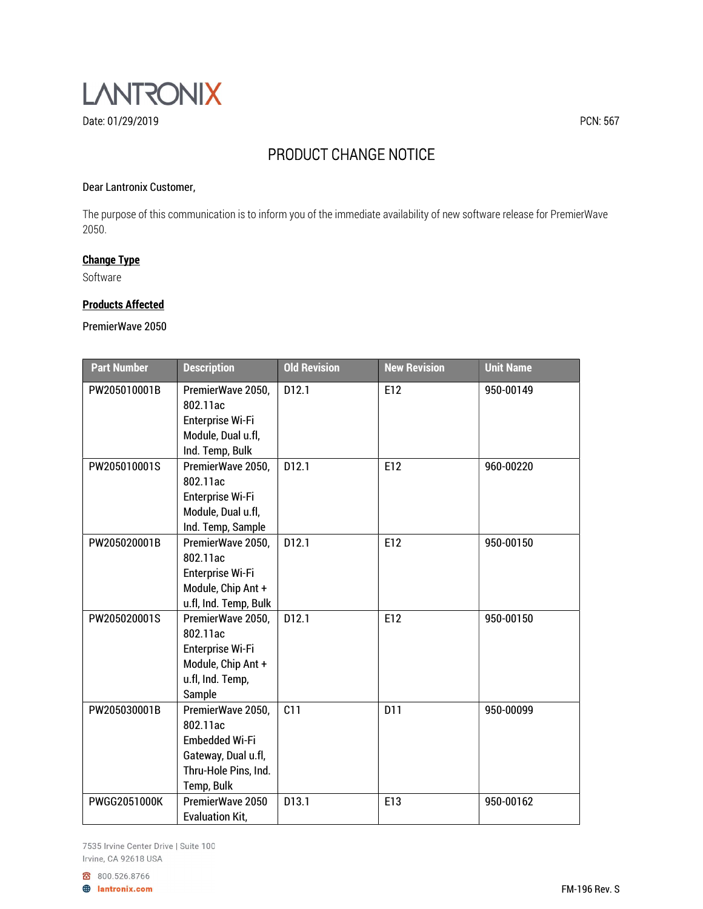# LANTRONIX

Date: 01/29/2019

PCN: 567

## PRODUCT CHANGE NOTICE

Dear Lantronix Customer,

The purpose of this communication is to inform you of the immediate availability of new software release for PremierWave 2050.

**Change Type**

Software

**Products Affected**

PremierWave 2050

| Part Number | Description | Old Revision | New Revision | Unit Name |
|---|---|---|---|---|
| PW205010001B | PremierWave 2050, 802.11ac Enterprise Wi-Fi Module, Dual u.fl, Ind. Temp, Bulk | D12.1 | E12 | 950-00149 |
| PW205010001S | PremierWave 2050, 802.11ac Enterprise Wi-Fi Module, Dual u.fl, Ind. Temp, Sample | D12.1 | E12 | 960-00220 |
| PW205020001B | PremierWave 2050, 802.11ac Enterprise Wi-Fi Module, Chip Ant + u.fl, Ind. Temp, Bulk | D12.1 | E12 | 950-00150 |
| PW205020001S | PremierWave 2050, 802.11ac Enterprise Wi-Fi Module, Chip Ant + u.fl, Ind. Temp, Sample | D12.1 | E12 | 950-00150 |
| PW205030001B | PremierWave 2050, 802.11ac Embedded Wi-Fi Gateway, Dual u.fl, Thru-Hole Pins, Ind. Temp, Bulk | C11 | D11 | 950-00099 |
| PWGG2051000K | PremierWave 2050 Evaluation Kit, | D13.1 | E13 | 950-00162 |

7535 Irvine Center Drive | Suite 100
Irvine, CA 92618 USA

800.526.8766
lantronix.com

FM-196 Rev. S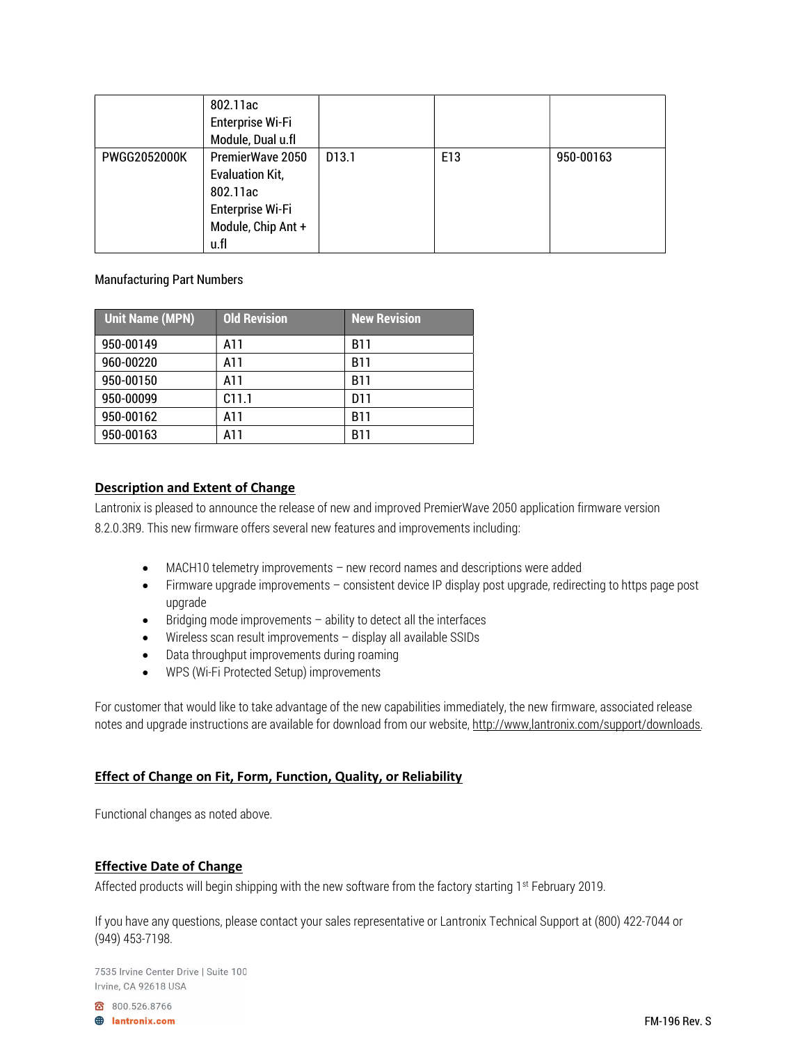| | | | | |
|---|---|---|---|---|
| | 802.11ac Enterprise Wi-Fi Module, Dual u.fl | | | |
| PWGG2052000K | PremierWave 2050 Evaluation Kit, 802.11ac Enterprise Wi-Fi Module, Chip Ant + u.fl | D13.1 | E13 | 950-00163 |

Manufacturing Part Numbers

| Unit Name (MPN) | Old Revision | New Revision |
|---|---|---|
| 950-00149 | A11 | B11 |
| 960-00220 | A11 | B11 |
| 950-00150 | A11 | B11 |
| 950-00099 | C11.1 | D11 |
| 950-00162 | A11 | B11 |
| 950-00163 | A11 | B11 |

## Description and Extent of Change

Lantronix is pleased to announce the release of new and improved PremierWave 2050 application firmware version 8.2.0.3R9. This new firmware offers several new features and improvements including:

- MACH10 telemetry improvements – new record names and descriptions were added
- Firmware upgrade improvements – consistent device IP display post upgrade, redirecting to https page post upgrade
- Bridging mode improvements – ability to detect all the interfaces
- Wireless scan result improvements – display all available SSIDs
- Data throughput improvements during roaming
- WPS (Wi-Fi Protected Setup) improvements

For customer that would like to take advantage of the new capabilities immediately, the new firmware, associated release notes and upgrade instructions are available for download from our website, http://www,lantronix.com/support/downloads.

## Effect of Change on Fit, Form, Function, Quality, or Reliability

Functional changes as noted above.

## Effective Date of Change

Affected products will begin shipping with the new software from the factory starting 1st February 2019.

If you have any questions, please contact your sales representative or Lantronix Technical Support at (800) 422-7044 or (949) 453-7198.

7535 Irvine Center Drive | Suite 100
Irvine, CA 92618 USA

800.526.8766
lantronix.com

FM-196 Rev. S